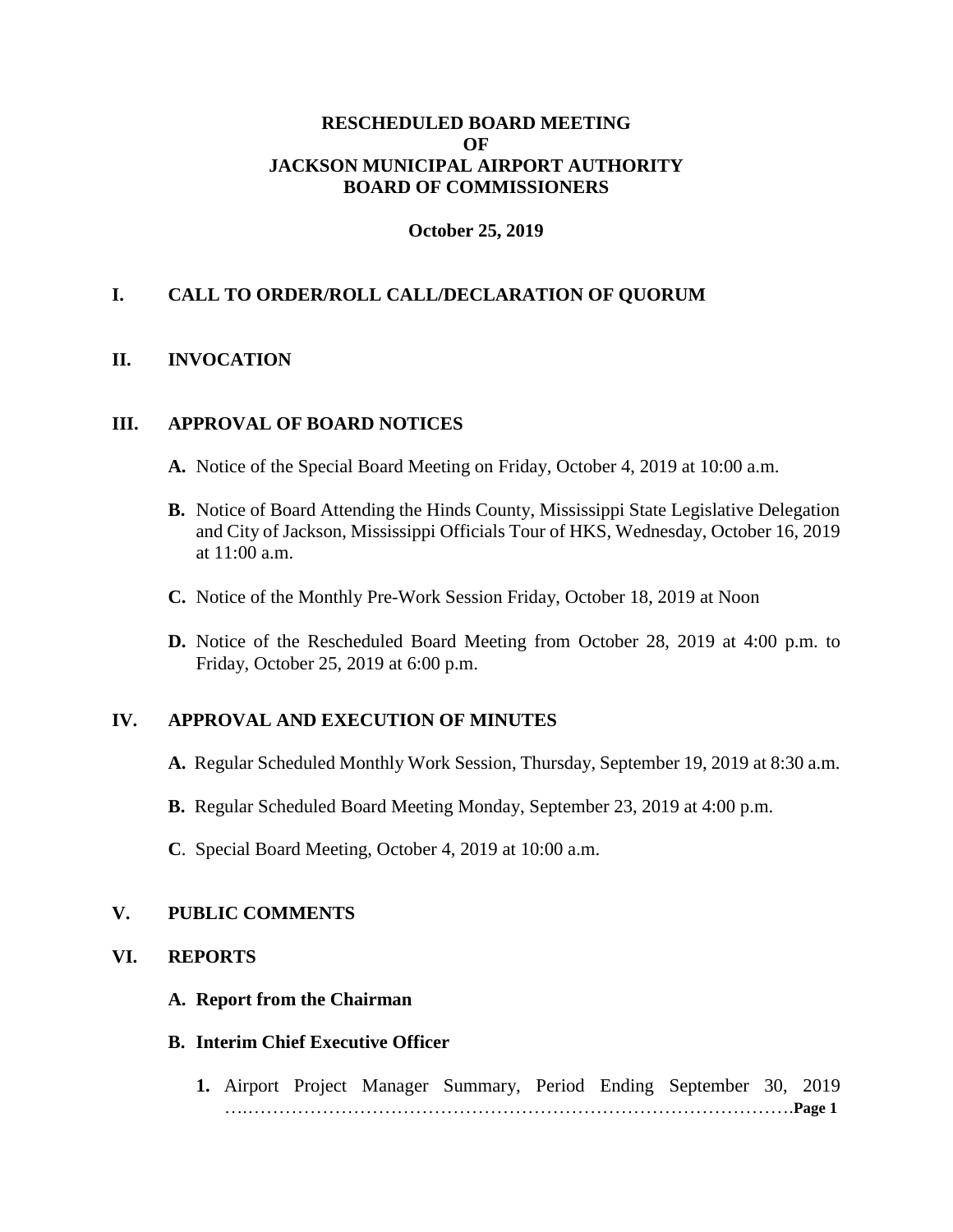# RESCHEDULED BOARD MEETING
# OF
# JACKSON MUNICIPAL AIRPORT AUTHORITY
# BOARD OF COMMISSIONERS

**October 25, 2019**

## I. CALL TO ORDER/ROLL CALL/DECLARATION OF QUORUM

## II. INVOCATION

## III. APPROVAL OF BOARD NOTICES

**A.** Notice of the Special Board Meeting on Friday, October 4, 2019 at 10:00 a.m.

**B.** Notice of Board Attending the Hinds County, Mississippi State Legislative Delegation and City of Jackson, Mississippi Officials Tour of HKS, Wednesday, October 16, 2019 at 11:00 a.m.

**C.** Notice of the Monthly Pre-Work Session Friday, October 18, 2019 at Noon

**D.** Notice of the Rescheduled Board Meeting from October 28, 2019 at 4:00 p.m. to Friday, October 25, 2019 at 6:00 p.m.

## IV. APPROVAL AND EXECUTION OF MINUTES

**A.** Regular Scheduled Monthly Work Session, Thursday, September 19, 2019 at 8:30 a.m.

**B.** Regular Scheduled Board Meeting Monday, September 23, 2019 at 4:00 p.m.

**C**. Special Board Meeting, October 4, 2019 at 10:00 a.m.

## V. PUBLIC COMMENTS

## VI. REPORTS

### A. Report from the Chairman

### B. Interim Chief Executive Officer

**1.** Airport Project Manager Summary, Period Ending September 30, 2019 ….……………………………………………………………………………**Page 1**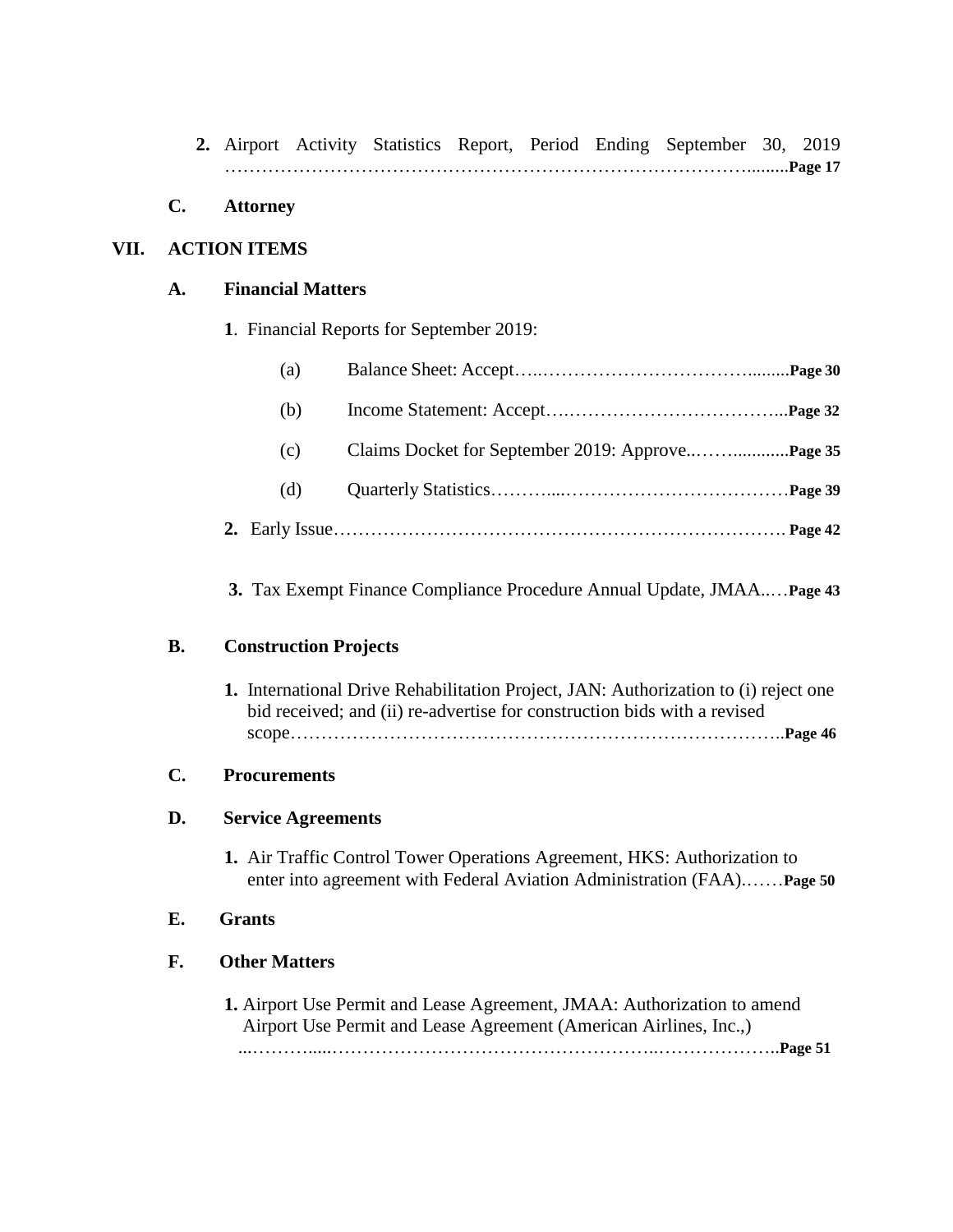2. Airport Activity Statistics Report, Period Ending September 30, 2019 ……………………………………………………………………………........**Page 17**

**C. Attorney**

**VII. ACTION ITEMS**

**A. Financial Matters**

**1**. Financial Reports for September 2019:

(a) Balance Sheet: Accept…..…………………………….........**Page 30**

(b) Income Statement: Accept….……………………………...**Page 32**

(c) Claims Docket for September 2019: Approve..……...........**Page 35**

(d) Quarterly Statistics………....………………………………**Page 39**

**2.** Early Issue………………………………………………………………. **Page 42**

**3.** Tax Exempt Finance Compliance Procedure Annual Update, JMAA..…**Page 43**

**B. Construction Projects**

**1.** International Drive Rehabilitation Project, JAN: Authorization to (i) reject one bid received; and (ii) re-advertise for construction bids with a revised scope…………………………………………………………………..**Page 46**

**C. Procurements**

**D. Service Agreements**

**1.** Air Traffic Control Tower Operations Agreement, HKS: Authorization to enter into agreement with Federal Aviation Administration (FAA).……**Page 50**

**E. Grants**

**F. Other Matters**

**1.** Airport Use Permit and Lease Agreement, JMAA: Authorization to amend Airport Use Permit and Lease Agreement (American Airlines, Inc.,) ...………....……………………………………………..………………..**Page 51**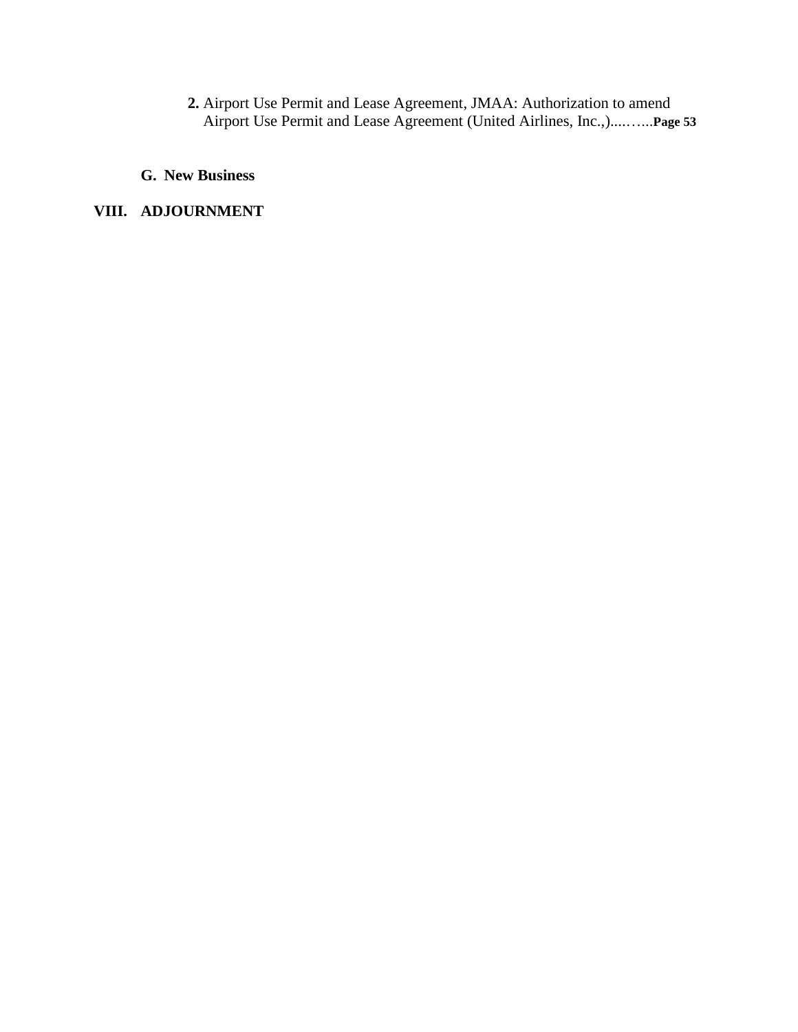**2.** Airport Use Permit and Lease Agreement, JMAA: Authorization to amend Airport Use Permit and Lease Agreement (United Airlines, Inc.,)....…...**Page 53**

**G. New Business**

**VIII. ADJOURNMENT**